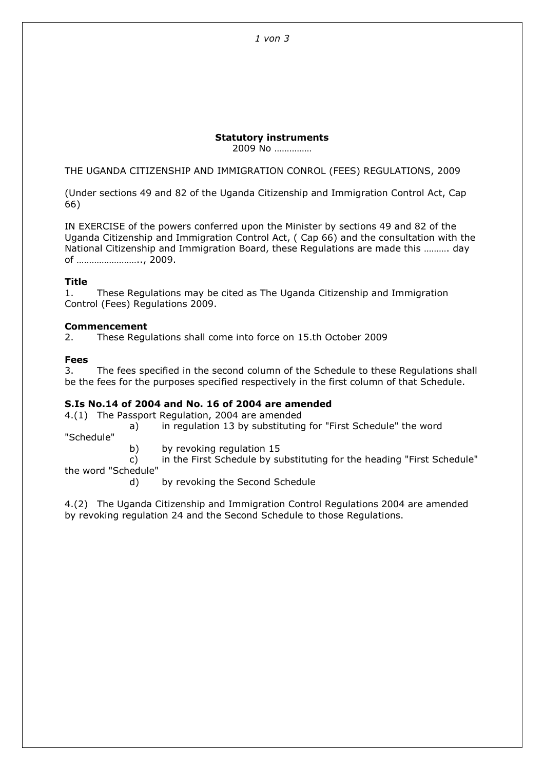**Statutory instruments**

2009 No ……………

THE UGANDA CITIZENSHIP AND IMMIGRATION CONROL (FEES) REGULATIONS, 2009

(Under sections 49 and 82 of the Uganda Citizenship and Immigration Control Act, Cap 66)

IN EXERCISE of the powers conferred upon the Minister by sections 49 and 82 of the Uganda Citizenship and Immigration Control Act, ( Cap 66) and the consultation with the National Citizenship and Immigration Board, these Regulations are made this ………. day of …………………….., 2009.

**Title**

1. These Regulations may be cited as The Uganda Citizenship and Immigration Control (Fees) Regulations 2009.

**Commencement**

2. These Regulations shall come into force on 15.th October 2009

**Fees**

3. The fees specified in the second column of the Schedule to these Regulations shall be the fees for the purposes specified respectively in the first column of that Schedule.

**S.Is No.14 of 2004 and No. 16 of 2004 are amended**

4.(1) The Passport Regulation, 2004 are amended

a) in regulation 13 by substituting for "First Schedule" the word "Schedule"

b) by revoking regulation 15

c) in the First Schedule by substituting for the heading "First Schedule" the word "Schedule"

d) by revoking the Second Schedule

4.(2) The Uganda Citizenship and Immigration Control Regulations 2004 are amended by revoking regulation 24 and the Second Schedule to those Regulations.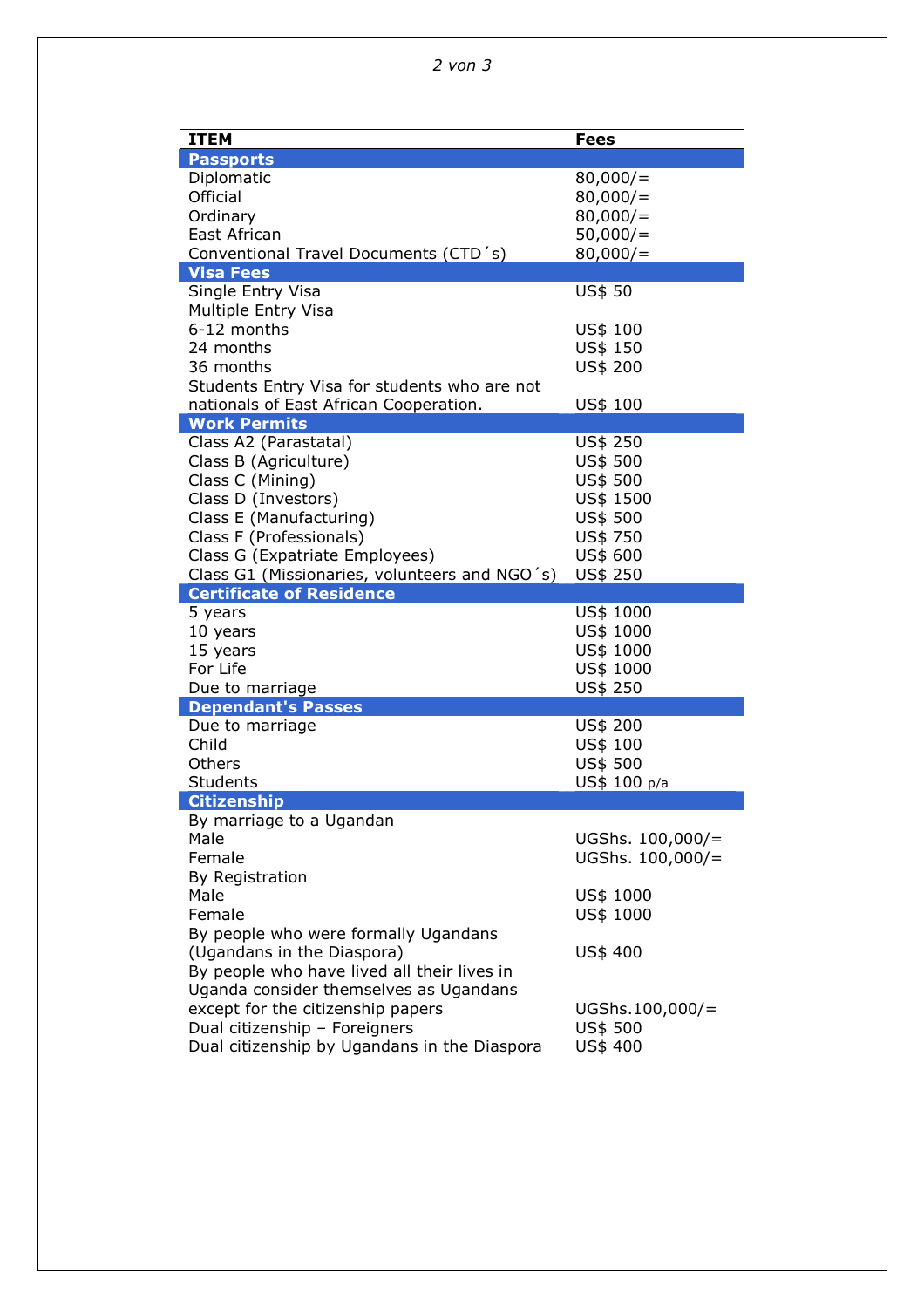| ITEM | Fees |
|---|---|
| **Passports** | |
| Diplomatic | 80,000/= |
| Official | 80,000/= |
| Ordinary | 80,000/= |
| East African | 50,000/= |
| Conventional Travel Documents (CTD´s) | 80,000/= |
| **Visa Fees** | |
| Single Entry Visa | US$ 50 |
| Multiple Entry Visa | |
| 6-12 months | US$ 100 |
| 24 months | US$ 150 |
| 36 months | US$ 200 |
| Students Entry Visa for students who are not nationals of East African Cooperation. | US$ 100 |
| **Work Permits** | |
| Class A2 (Parastatal) | US$ 250 |
| Class B (Agriculture) | US$ 500 |
| Class C (Mining) | US$ 500 |
| Class D (Investors) | US$ 1500 |
| Class E (Manufacturing) | US$ 500 |
| Class F (Professionals) | US$ 750 |
| Class G (Expatriate Employees) | US$ 600 |
| Class G1 (Missionaries, volunteers and NGO´s) | US$ 250 |
| **Certificate of Residence** | |
| 5 years | US$ 1000 |
| 10 years | US$ 1000 |
| 15 years | US$ 1000 |
| For Life | US$ 1000 |
| Due to marriage | US$ 250 |
| **Dependant's Passes** | |
| Due to marriage | US$ 200 |
| Child | US$ 100 |
| Others | US$ 500 |
| Students | US$ 100 p/a |
| **Citizenship** | |
| By marriage to a Ugandan | |
| Male | UGShs. 100,000/= |
| Female | UGShs. 100,000/= |
| By Registration | |
| Male | US$ 1000 |
| Female | US$ 1000 |
| By people who were formally Ugandans (Ugandans in the Diaspora) | US$ 400 |
| By people who have lived all their lives in Uganda consider themselves as Ugandans except for the citizenship papers | UGShs.100,000/= |
| Dual citizenship – Foreigners | US$ 500 |
| Dual citizenship by Ugandans in the Diaspora | US$ 400 |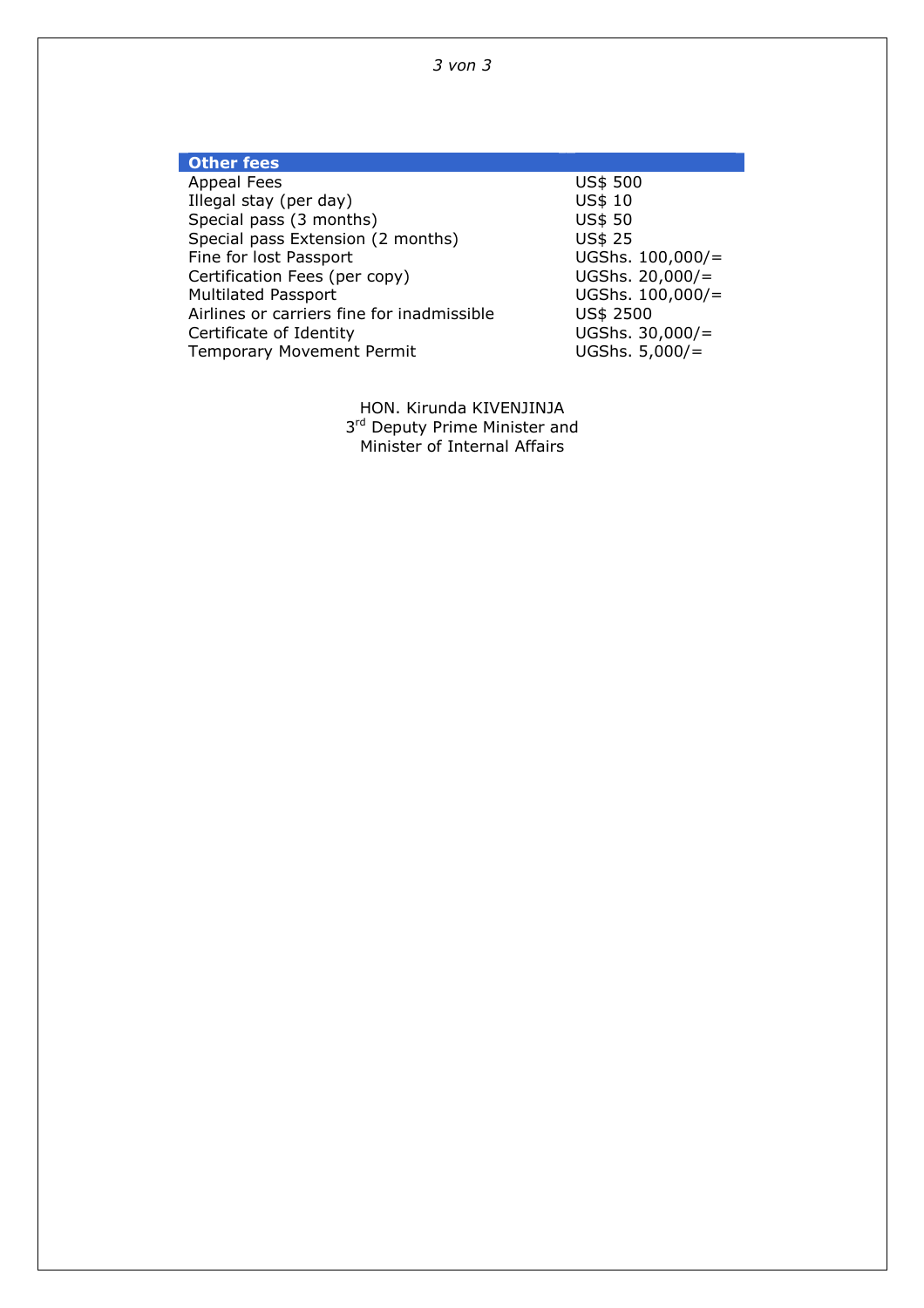| Other fees | |
|---|---|
| Appeal Fees | US$ 500 |
| Illegal stay (per day) | US$ 10 |
| Special pass (3 months) | US$ 50 |
| Special pass Extension (2 months) | US$ 25 |
| Fine for lost Passport | UGShs. 100,000/= |
| Certification Fees (per copy) | UGShs. 20,000/= |
| Multilated Passport | UGShs. 100,000/= |
| Airlines or carriers fine for inadmissible | US$ 2500 |
| Certificate of Identity | UGShs. 30,000/= |
| Temporary Movement Permit | UGShs. 5,000/= |

HON. Kirunda KIVENJINJA
3rd Deputy Prime Minister and
Minister of Internal Affairs